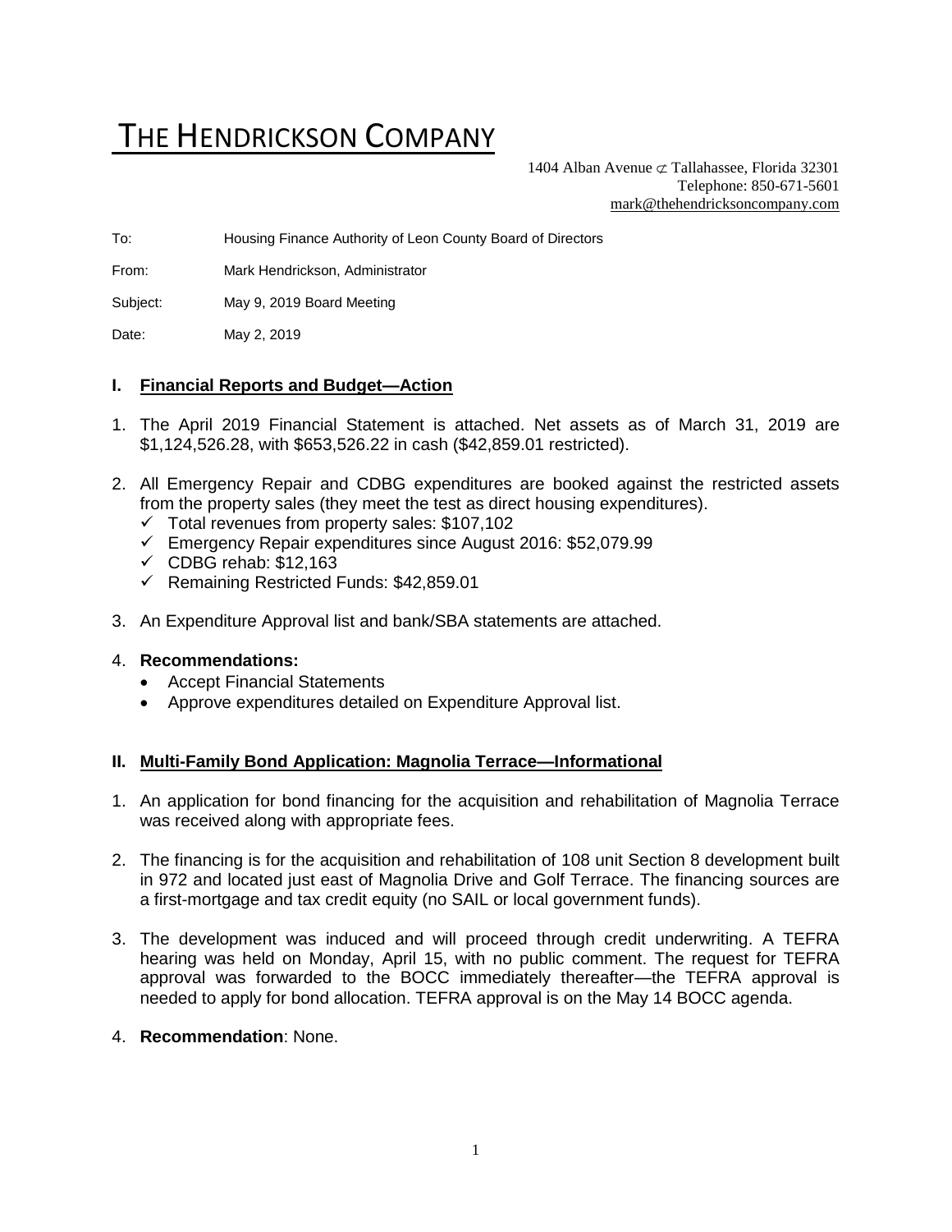# THE HENDRICKSON COMPANY

1404 Alban Avenue ⊄ Tallahassee, Florida 32301
Telephone: 850-671-5601
mark@thehendricksoncompany.com

To: Housing Finance Authority of Leon County Board of Directors

From: Mark Hendrickson, Administrator

Subject: May 9, 2019 Board Meeting

Date: May 2, 2019

## I. Financial Reports and Budget—Action

1. The April 2019 Financial Statement is attached. Net assets as of March 31, 2019 are $1,124,526.28, with $653,526.22 in cash ($42,859.01 restricted).

2. All Emergency Repair and CDBG expenditures are booked against the restricted assets from the property sales (they meet the test as direct housing expenditures).
   - ✓ Total revenues from property sales: $107,102
   - ✓ Emergency Repair expenditures since August 2016: $52,079.99
   - ✓ CDBG rehab: $12,163
   - ✓ Remaining Restricted Funds: $42,859.01

3. An Expenditure Approval list and bank/SBA statements are attached.

4. **Recommendations:**
   - Accept Financial Statements
   - Approve expenditures detailed on Expenditure Approval list.

## II. Multi-Family Bond Application: Magnolia Terrace—Informational

1. An application for bond financing for the acquisition and rehabilitation of Magnolia Terrace was received along with appropriate fees.

2. The financing is for the acquisition and rehabilitation of 108 unit Section 8 development built in 972 and located just east of Magnolia Drive and Golf Terrace. The financing sources are a first-mortgage and tax credit equity (no SAIL or local government funds).

3. The development was induced and will proceed through credit underwriting. A TEFRA hearing was held on Monday, April 15, with no public comment. The request for TEFRA approval was forwarded to the BOCC immediately thereafter—the TEFRA approval is needed to apply for bond allocation. TEFRA approval is on the May 14 BOCC agenda.

4. **Recommendation**: None.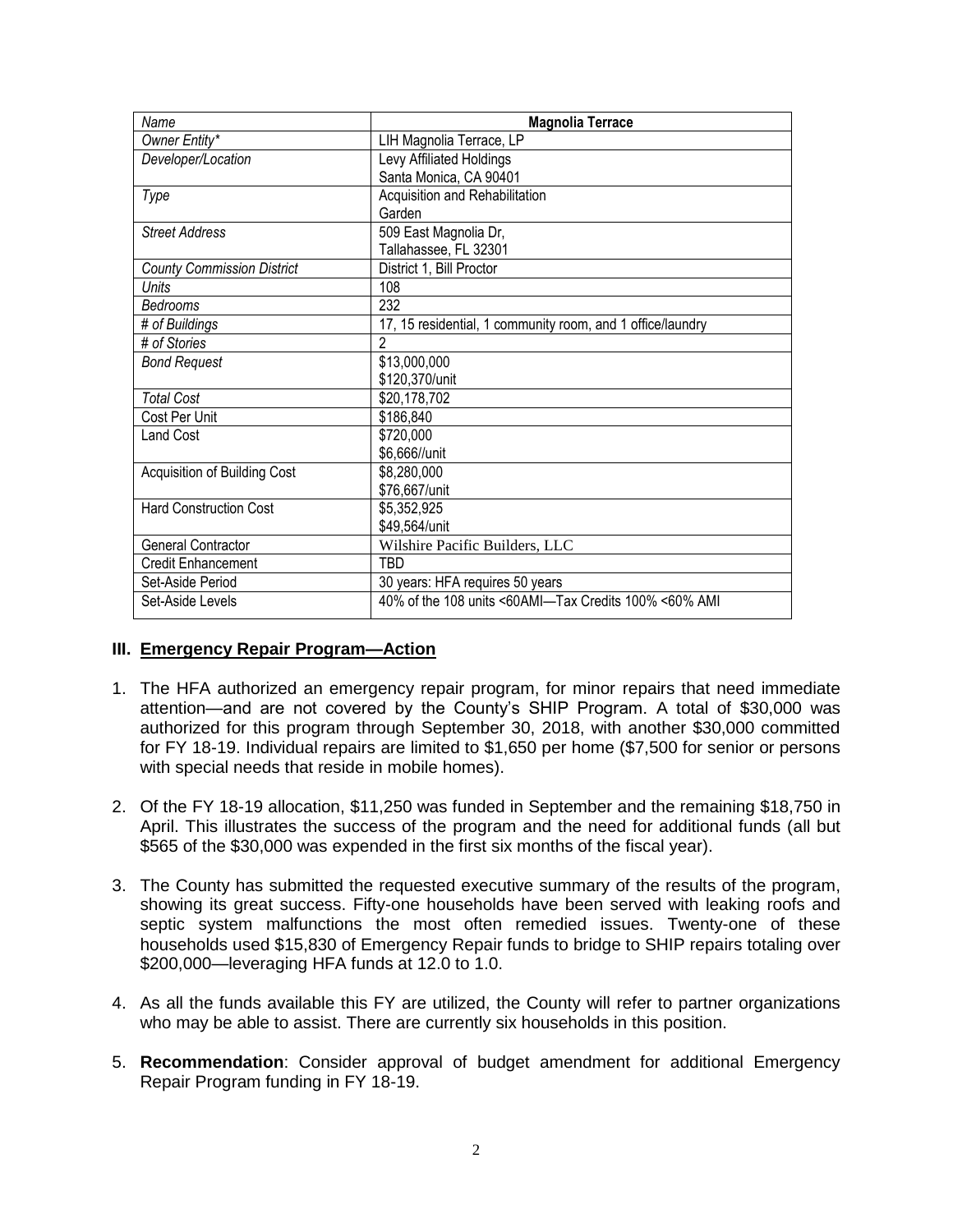| *Name* | **Magnolia Terrace** |
|---|---|
| *Owner Entity\** | LIH Magnolia Terrace, LP |
| *Developer/Location* | Levy Affiliated Holdings<br>Santa Monica, CA 90401 |
| *Type* | Acquisition and Rehabilitation<br>Garden |
| *Street Address* | 509 East Magnolia Dr,<br>Tallahassee, FL 32301 |
| *County Commission District* | District 1, Bill Proctor |
| *Units* | 108 |
| *Bedrooms* | 232 |
| *# of Buildings* | 17, 15 residential, 1 community room, and 1 office/laundry |
| *# of Stories* | 2 |
| *Bond Request* | \$13,000,000<br>\$120,370/unit |
| *Total Cost* | \$20,178,702 |
| Cost Per Unit | \$186,840 |
| Land Cost | \$720,000<br>\$6,666//unit |
| Acquisition of Building Cost | \$8,280,000<br>\$76,667/unit |
| Hard Construction Cost | \$5,352,925<br>\$49,564/unit |
| General Contractor | Wilshire Pacific Builders, LLC |
| Credit Enhancement | TBD |
| Set-Aside Period | 30 years: HFA requires 50 years |
| Set-Aside Levels | 40% of the 108 units <60AMI—Tax Credits 100% <60% AMI |

### III. Emergency Repair Program—Action

1. The HFA authorized an emergency repair program, for minor repairs that need immediate attention—and are not covered by the County's SHIP Program. A total of \$30,000 was authorized for this program through September 30, 2018, with another \$30,000 committed for FY 18-19. Individual repairs are limited to \$1,650 per home (\$7,500 for senior or persons with special needs that reside in mobile homes).

2. Of the FY 18-19 allocation, \$11,250 was funded in September and the remaining \$18,750 in April. This illustrates the success of the program and the need for additional funds (all but \$565 of the \$30,000 was expended in the first six months of the fiscal year).

3. The County has submitted the requested executive summary of the results of the program, showing its great success. Fifty-one households have been served with leaking roofs and septic system malfunctions the most often remedied issues. Twenty-one of these households used \$15,830 of Emergency Repair funds to bridge to SHIP repairs totaling over \$200,000—leveraging HFA funds at 12.0 to 1.0.

4. As all the funds available this FY are utilized, the County will refer to partner organizations who may be able to assist. There are currently six households in this position.

5. **Recommendation**: Consider approval of budget amendment for additional Emergency Repair Program funding in FY 18-19.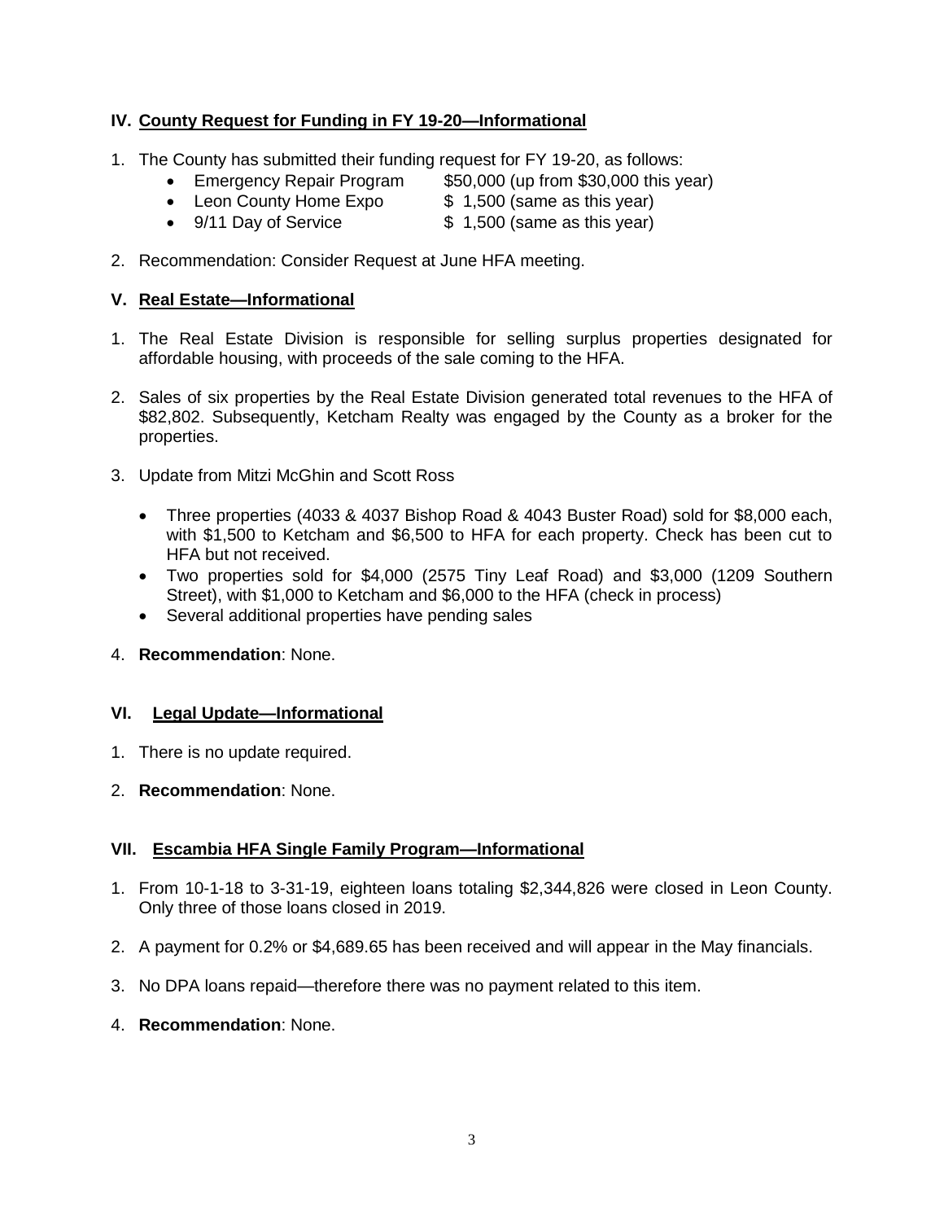## IV. County Request for Funding in FY 19-20—Informational

1. The County has submitted their funding request for FY 19-20, as follows:
   - Emergency Repair Program $50,000 (up from $30,000 this year)
   - Leon County Home Expo $ 1,500 (same as this year)
   - 9/11 Day of Service $ 1,500 (same as this year)
2. Recommendation: Consider Request at June HFA meeting.

## V. Real Estate—Informational

1. The Real Estate Division is responsible for selling surplus properties designated for affordable housing, with proceeds of the sale coming to the HFA.
2. Sales of six properties by the Real Estate Division generated total revenues to the HFA of $82,802. Subsequently, Ketcham Realty was engaged by the County as a broker for the properties.
3. Update from Mitzi McGhin and Scott Ross
   - Three properties (4033 & 4037 Bishop Road & 4043 Buster Road) sold for $8,000 each, with $1,500 to Ketcham and $6,500 to HFA for each property. Check has been cut to HFA but not received.
   - Two properties sold for $4,000 (2575 Tiny Leaf Road) and $3,000 (1209 Southern Street), with $1,000 to Ketcham and $6,000 to the HFA (check in process)
   - Several additional properties have pending sales
4. **Recommendation**: None.

## VI. Legal Update—Informational

1. There is no update required.
2. **Recommendation**: None.

## VII. Escambia HFA Single Family Program—Informational

1. From 10-1-18 to 3-31-19, eighteen loans totaling $2,344,826 were closed in Leon County. Only three of those loans closed in 2019.
2. A payment for 0.2% or $4,689.65 has been received and will appear in the May financials.
3. No DPA loans repaid—therefore there was no payment related to this item.
4. **Recommendation**: None.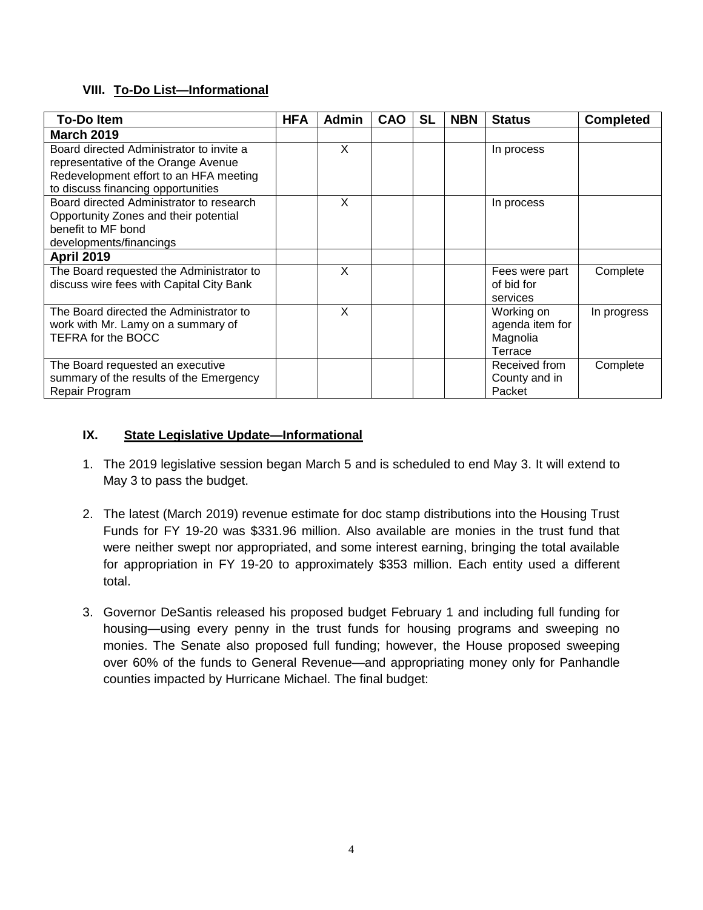## VIII. To-Do List—Informational

| To-Do Item | HFA | Admin | CAO | SL | NBN | Status | Completed |
|---|---|---|---|---|---|---|---|
| **March 2019** | | | | | | | |
| Board directed Administrator to invite a representative of the Orange Avenue Redevelopment effort to an HFA meeting to discuss financing opportunities | | X | | | | In process | |
| Board directed Administrator to research Opportunity Zones and their potential benefit to MF bond developments/financings | | X | | | | In process | |
| **April 2019** | | | | | | | |
| The Board requested the Administrator to discuss wire fees with Capital City Bank | | X | | | | Fees were part of bid for services | Complete |
| The Board directed the Administrator to work with Mr. Lamy on a summary of TEFRA for the BOCC | | X | | | | Working on agenda item for Magnolia Terrace | In progress |
| The Board requested an executive summary of the results of the Emergency Repair Program | | | | | | Received from County and in Packet | Complete |

## IX. State Legislative Update—Informational

1. The 2019 legislative session began March 5 and is scheduled to end May 3. It will extend to May 3 to pass the budget.

2. The latest (March 2019) revenue estimate for doc stamp distributions into the Housing Trust Funds for FY 19-20 was $331.96 million. Also available are monies in the trust fund that were neither swept nor appropriated, and some interest earning, bringing the total available for appropriation in FY 19-20 to approximately $353 million. Each entity used a different total.

3. Governor DeSantis released his proposed budget February 1 and including full funding for housing—using every penny in the trust funds for housing programs and sweeping no monies. The Senate also proposed full funding; however, the House proposed sweeping over 60% of the funds to General Revenue—and appropriating money only for Panhandle counties impacted by Hurricane Michael. The final budget: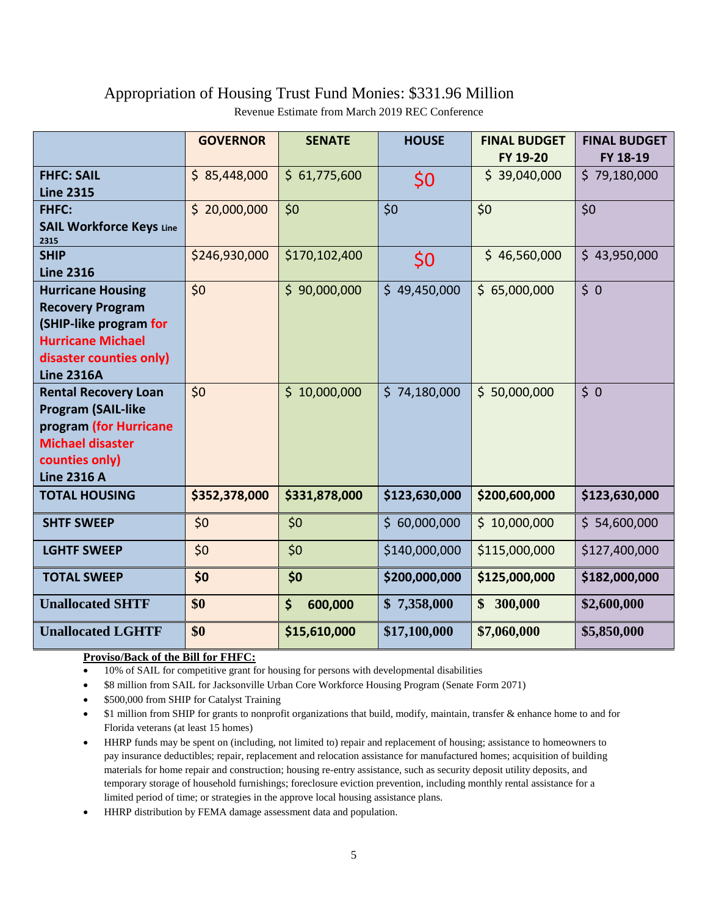# Appropriation of Housing Trust Fund Monies: $331.96 Million

Revenue Estimate from March 2019 REC Conference

| | GOVERNOR | SENATE | HOUSE | FINAL BUDGET FY 19-20 | FINAL BUDGET FY 18-19 |
|---|---|---|---|---|---|
| **FHFC: SAIL Line 2315** | $ 85,448,000 | $ 61,775,600 | $0 | $ 39,040,000 | $ 79,180,000 |
| **FHFC: SAIL Workforce Keys Line 2315** | $ 20,000,000 | $0 | $0 | $0 | $0 |
| **SHIP Line 2316** | $246,930,000 | $170,102,400 | $0 | $ 46,560,000 | $ 43,950,000 |
| **Hurricane Housing Recovery Program (SHIP-like program for Hurricane Michael disaster counties only) Line 2316A** | $0 | $ 90,000,000 | $ 49,450,000 | $ 65,000,000 | $ 0 |
| **Rental Recovery Loan Program (SAIL-like program (for Hurricane Michael disaster counties only) Line 2316 A** | $0 | $ 10,000,000 | $ 74,180,000 | $ 50,000,000 | $ 0 |
| **TOTAL HOUSING** | **$352,378,000** | **$331,878,000** | **$123,630,000** | **$200,600,000** | **$123,630,000** |
| **SHTF SWEEP** | $0 | $0 | $ 60,000,000 | $ 10,000,000 | $ 54,600,000 |
| **LGHTF SWEEP** | $0 | $0 | $140,000,000 | $115,000,000 | $127,400,000 |
| **TOTAL SWEEP** | **$0** | **$0** | **$200,000,000** | **$125,000,000** | **$182,000,000** |
| **Unallocated SHTF** | **$0** | **$ 600,000** | **$ 7,358,000** | **$ 300,000** | **$2,600,000** |
| **Unallocated LGHTF** | **$0** | **$15,610,000** | **$17,100,000** | **$7,060,000** | **$5,850,000** |

**Proviso/Back of the Bill for FHFC:**

- 10% of SAIL for competitive grant for housing for persons with developmental disabilities
- $8 million from SAIL for Jacksonville Urban Core Workforce Housing Program (Senate Form 2071)
- $500,000 from SHIP for Catalyst Training
- $1 million from SHIP for grants to nonprofit organizations that build, modify, maintain, transfer & enhance home to and for Florida veterans (at least 15 homes)
- HHRP funds may be spent on (including, not limited to) repair and replacement of housing; assistance to homeowners to pay insurance deductibles; repair, replacement and relocation assistance for manufactured homes; acquisition of building materials for home repair and construction; housing re-entry assistance, such as security deposit utility deposits, and temporary storage of household furnishings; foreclosure eviction prevention, including monthly rental assistance for a limited period of time; or strategies in the approve local housing assistance plans.
- HHRP distribution by FEMA damage assessment data and population.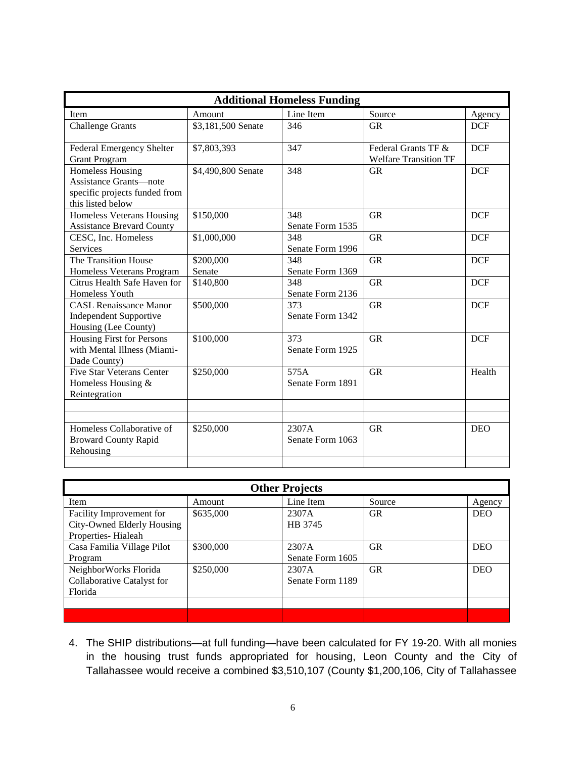| Additional Homeless Funding | | | | |
|---|---|---|---|---|
| Item | Amount | Line Item | Source | Agency |
| Challenge Grants | $3,181,500 Senate | 346 | GR | DCF |
| Federal Emergency Shelter Grant Program | $7,803,393 | 347 | Federal Grants TF & Welfare Transition TF | DCF |
| Homeless Housing Assistance Grants—note specific projects funded from this listed below | $4,490,800 Senate | 348 | GR | DCF |
| Homeless Veterans Housing Assistance Brevard County | $150,000 | 348 Senate Form 1535 | GR | DCF |
| CESC, Inc. Homeless Services | $1,000,000 | 348 Senate Form 1996 | GR | DCF |
| The Transition House Homeless Veterans Program | $200,000 Senate | 348 Senate Form 1369 | GR | DCF |
| Citrus Health Safe Haven for Homeless Youth | $140,800 | 348 Senate Form 2136 | GR | DCF |
| CASL Renaissance Manor Independent Supportive Housing (Lee County) | $500,000 | 373 Senate Form 1342 | GR | DCF |
| Housing First for Persons with Mental Illness (Miami-Dade County) | $100,000 | 373 Senate Form 1925 | GR | DCF |
| Five Star Veterans Center Homeless Housing & Reintegration | $250,000 | 575A Senate Form 1891 | GR | Health |
| | | | | |
| | | | | |
| Homeless Collaborative of Broward County Rapid Rehousing | $250,000 | 2307A Senate Form 1063 | GR | DEO |
| | | | | |

| Other Projects | | | | |
|---|---|---|---|---|
| Item | Amount | Line Item | Source | Agency |
| Facility Improvement for City-Owned Elderly Housing Properties- Hialeah | $635,000 | 2307A HB 3745 | GR | DEO |
| Casa Familia Village Pilot Program | $300,000 | 2307A Senate Form 1605 | GR | DEO |
| NeighborWorks Florida Collaborative Catalyst for Florida | $250,000 | 2307A Senate Form 1189 | GR | DEO |
| | | | | |
| | | | | |

4. The SHIP distributions—at full funding—have been calculated for FY 19-20. With all monies in the housing trust funds appropriated for housing, Leon County and the City of Tallahassee would receive a combined $3,510,107 (County $1,200,106, City of Tallahassee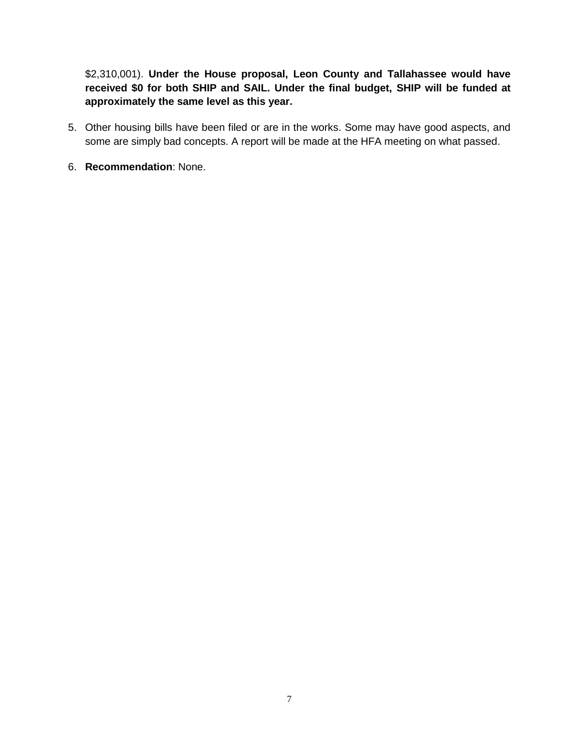$2,310,001). **Under the House proposal, Leon County and Tallahassee would have received $0 for both SHIP and SAIL. Under the final budget, SHIP will be funded at approximately the same level as this year.**

5. Other housing bills have been filed or are in the works. Some may have good aspects, and some are simply bad concepts. A report will be made at the HFA meeting on what passed.

6. **Recommendation**: None.